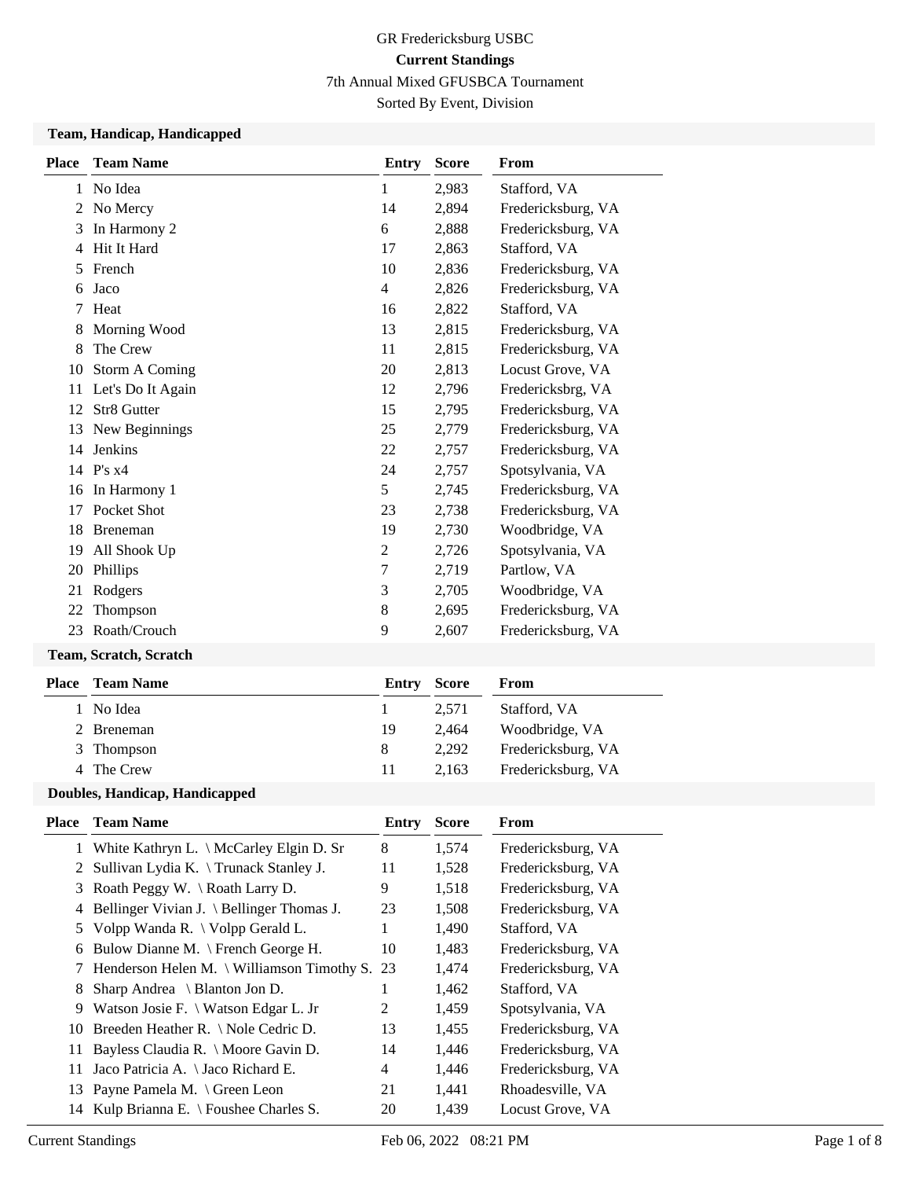GR Fredericksburg USBC

**Current Standings**

7th Annual Mixed GFUSBCA Tournament

Sorted By Event, Division

### Team, Handicap, Handicapped

| Place | Team Name | Entry | Score | From |
|---|---|---|---|---|
| 1 | No Idea | 1 | 2,983 | Stafford, VA |
| 2 | No Mercy | 14 | 2,894 | Fredericksburg, VA |
| 3 | In Harmony 2 | 6 | 2,888 | Fredericksburg, VA |
| 4 | Hit It Hard | 17 | 2,863 | Stafford, VA |
| 5 | French | 10 | 2,836 | Fredericksburg, VA |
| 6 | Jaco | 4 | 2,826 | Fredericksburg, VA |
| 7 | Heat | 16 | 2,822 | Stafford, VA |
| 8 | Morning Wood | 13 | 2,815 | Fredericksburg, VA |
| 8 | The Crew | 11 | 2,815 | Fredericksburg, VA |
| 10 | Storm A Coming | 20 | 2,813 | Locust Grove, VA |
| 11 | Let's Do It Again | 12 | 2,796 | Fredericksbrg, VA |
| 12 | Str8 Gutter | 15 | 2,795 | Fredericksburg, VA |
| 13 | New Beginnings | 25 | 2,779 | Fredericksburg, VA |
| 14 | Jenkins | 22 | 2,757 | Fredericksburg, VA |
| 14 | P's x4 | 24 | 2,757 | Spotsylvania, VA |
| 16 | In Harmony 1 | 5 | 2,745 | Fredericksburg, VA |
| 17 | Pocket Shot | 23 | 2,738 | Fredericksburg, VA |
| 18 | Breneman | 19 | 2,730 | Woodbridge, VA |
| 19 | All Shook Up | 2 | 2,726 | Spotsylvania, VA |
| 20 | Phillips | 7 | 2,719 | Partlow, VA |
| 21 | Rodgers | 3 | 2,705 | Woodbridge, VA |
| 22 | Thompson | 8 | 2,695 | Fredericksburg, VA |
| 23 | Roath/Crouch | 9 | 2,607 | Fredericksburg, VA |

### Team, Scratch, Scratch

| Place | Team Name | Entry | Score | From |
|---|---|---|---|---|
| 1 | No Idea | 1 | 2,571 | Stafford, VA |
| 2 | Breneman | 19 | 2,464 | Woodbridge, VA |
| 3 | Thompson | 8 | 2,292 | Fredericksburg, VA |
| 4 | The Crew | 11 | 2,163 | Fredericksburg, VA |

### Doubles, Handicap, Handicapped

| Place | Team Name | Entry | Score | From |
|---|---|---|---|---|
| 1 | White Kathryn L. \ McCarley Elgin D. Sr | 8 | 1,574 | Fredericksburg, VA |
| 2 | Sullivan Lydia K. \ Trunack Stanley J. | 11 | 1,528 | Fredericksburg, VA |
| 3 | Roath Peggy W. \ Roath Larry D. | 9 | 1,518 | Fredericksburg, VA |
| 4 | Bellinger Vivian J. \ Bellinger Thomas J. | 23 | 1,508 | Fredericksburg, VA |
| 5 | Volpp Wanda R. \ Volpp Gerald L. | 1 | 1,490 | Stafford, VA |
| 6 | Bulow Dianne M. \ French George H. | 10 | 1,483 | Fredericksburg, VA |
| 7 | Henderson Helen M. \ Williamson Timothy S. | 23 | 1,474 | Fredericksburg, VA |
| 8 | Sharp Andrea \ Blanton Jon D. | 1 | 1,462 | Stafford, VA |
| 9 | Watson Josie F. \ Watson Edgar L. Jr | 2 | 1,459 | Spotsylvania, VA |
| 10 | Breeden Heather R. \ Nole Cedric D. | 13 | 1,455 | Fredericksburg, VA |
| 11 | Bayless Claudia R. \ Moore Gavin D. | 14 | 1,446 | Fredericksburg, VA |
| 11 | Jaco Patricia A. \ Jaco Richard E. | 4 | 1,446 | Fredericksburg, VA |
| 13 | Payne Pamela M. \ Green Leon | 21 | 1,441 | Rhoadesville, VA |
| 14 | Kulp Brianna E. \ Foushee Charles S. | 20 | 1,439 | Locust Grove, VA |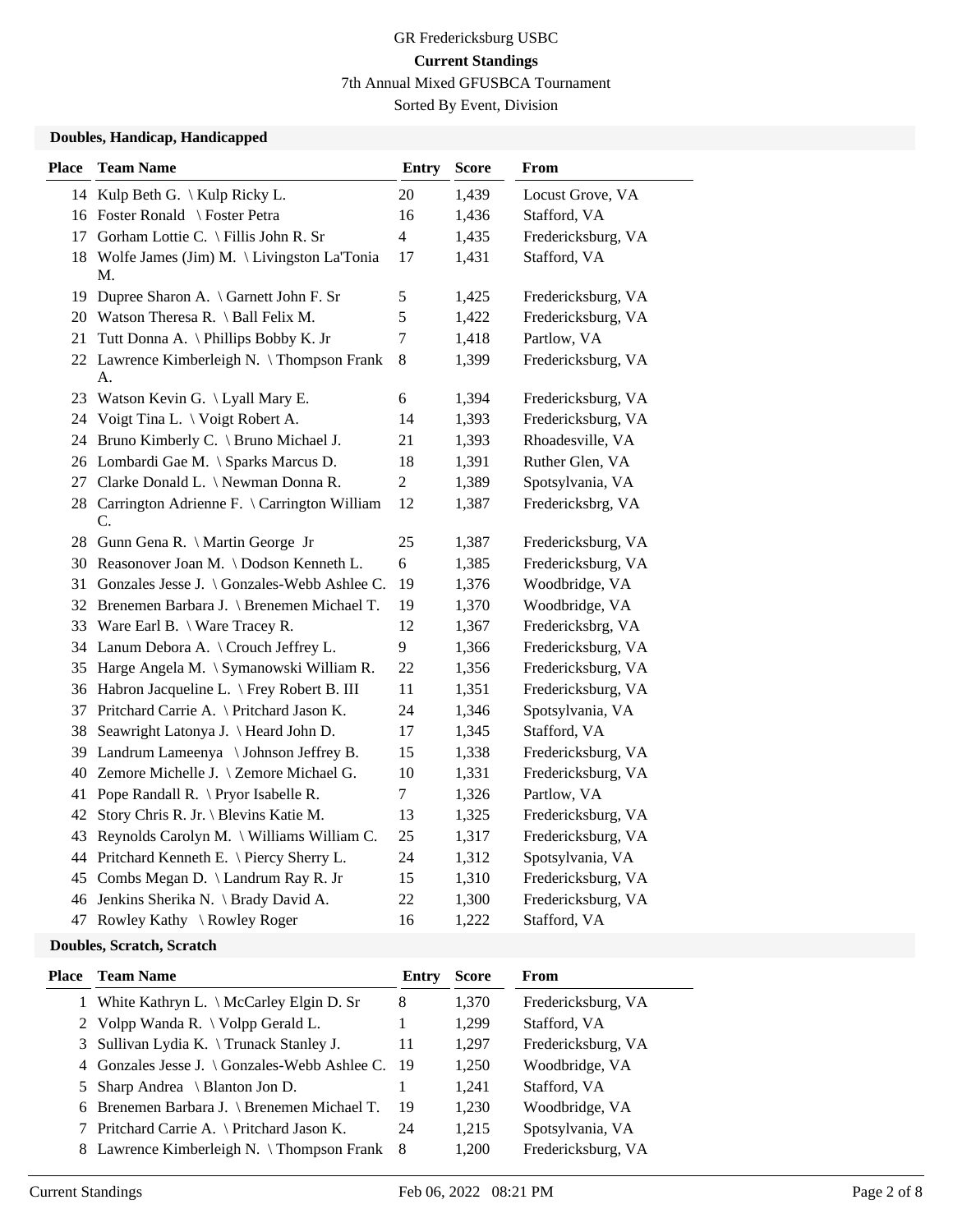GR Fredericksburg USBC

**Current Standings**

7th Annual Mixed GFUSBCA Tournament

Sorted By Event, Division

### Doubles, Handicap, Handicapped

| Place | Team Name | Entry | Score | From |
|---|---|---|---|---|
| 14 | Kulp Beth G. \ Kulp Ricky L. | 20 | 1,439 | Locust Grove, VA |
| 16 | Foster Ronald \ Foster Petra | 16 | 1,436 | Stafford, VA |
| 17 | Gorham Lottie C. \ Fillis John R. Sr | 4 | 1,435 | Fredericksburg, VA |
| 18 | Wolfe James (Jim) M. \ Livingston La'Tonia M. | 17 | 1,431 | Stafford, VA |
| 19 | Dupree Sharon A. \ Garnett John F. Sr | 5 | 1,425 | Fredericksburg, VA |
| 20 | Watson Theresa R. \ Ball Felix M. | 5 | 1,422 | Fredericksburg, VA |
| 21 | Tutt Donna A. \ Phillips Bobby K. Jr | 7 | 1,418 | Partlow, VA |
| 22 | Lawrence Kimberleigh N. \ Thompson Frank A. | 8 | 1,399 | Fredericksburg, VA |
| 23 | Watson Kevin G. \ Lyall Mary E. | 6 | 1,394 | Fredericksburg, VA |
| 24 | Voigt Tina L. \ Voigt Robert A. | 14 | 1,393 | Fredericksburg, VA |
| 24 | Bruno Kimberly C. \ Bruno Michael J. | 21 | 1,393 | Rhoadesville, VA |
| 26 | Lombardi Gae M. \ Sparks Marcus D. | 18 | 1,391 | Ruther Glen, VA |
| 27 | Clarke Donald L. \ Newman Donna R. | 2 | 1,389 | Spotsylvania, VA |
| 28 | Carrington Adrienne F. \ Carrington William C. | 12 | 1,387 | Fredericksbrg, VA |
| 28 | Gunn Gena R. \ Martin George Jr | 25 | 1,387 | Fredericksburg, VA |
| 30 | Reasonover Joan M. \ Dodson Kenneth L. | 6 | 1,385 | Fredericksburg, VA |
| 31 | Gonzales Jesse J. \ Gonzales-Webb Ashlee C. | 19 | 1,376 | Woodbridge, VA |
| 32 | Brenemen Barbara J. \ Brenemen Michael T. | 19 | 1,370 | Woodbridge, VA |
| 33 | Ware Earl B. \ Ware Tracey R. | 12 | 1,367 | Fredericksbrg, VA |
| 34 | Lanum Debora A. \ Crouch Jeffrey L. | 9 | 1,366 | Fredericksburg, VA |
| 35 | Harge Angela M. \ Symanowski William R. | 22 | 1,356 | Fredericksburg, VA |
| 36 | Habron Jacqueline L. \ Frey Robert B. III | 11 | 1,351 | Fredericksburg, VA |
| 37 | Pritchard Carrie A. \ Pritchard Jason K. | 24 | 1,346 | Spotsylvania, VA |
| 38 | Seawright Latonya J. \ Heard John D. | 17 | 1,345 | Stafford, VA |
| 39 | Landrum Lameenya \ Johnson Jeffrey B. | 15 | 1,338 | Fredericksburg, VA |
| 40 | Zemore Michelle J. \ Zemore Michael G. | 10 | 1,331 | Fredericksburg, VA |
| 41 | Pope Randall R. \ Pryor Isabelle R. | 7 | 1,326 | Partlow, VA |
| 42 | Story Chris R. Jr. \ Blevins Katie M. | 13 | 1,325 | Fredericksburg, VA |
| 43 | Reynolds Carolyn M. \ Williams William C. | 25 | 1,317 | Fredericksburg, VA |
| 44 | Pritchard Kenneth E. \ Piercy Sherry L. | 24 | 1,312 | Spotsylvania, VA |
| 45 | Combs Megan D. \ Landrum Ray R. Jr | 15 | 1,310 | Fredericksburg, VA |
| 46 | Jenkins Sherika N. \ Brady David A. | 22 | 1,300 | Fredericksburg, VA |
| 47 | Rowley Kathy \ Rowley Roger | 16 | 1,222 | Stafford, VA |

### Doubles, Scratch, Scratch

| Place | Team Name | Entry | Score | From |
|---|---|---|---|---|
| 1 | White Kathryn L. \ McCarley Elgin D. Sr | 8 | 1,370 | Fredericksburg, VA |
| 2 | Volpp Wanda R. \ Volpp Gerald L. | 1 | 1,299 | Stafford, VA |
| 3 | Sullivan Lydia K. \ Trunack Stanley J. | 11 | 1,297 | Fredericksburg, VA |
| 4 | Gonzales Jesse J. \ Gonzales-Webb Ashlee C. | 19 | 1,250 | Woodbridge, VA |
| 5 | Sharp Andrea \ Blanton Jon D. | 1 | 1,241 | Stafford, VA |
| 6 | Brenemen Barbara J. \ Brenemen Michael T. | 19 | 1,230 | Woodbridge, VA |
| 7 | Pritchard Carrie A. \ Pritchard Jason K. | 24 | 1,215 | Spotsylvania, VA |
| 8 | Lawrence Kimberleigh N. \ Thompson Frank | 8 | 1,200 | Fredericksburg, VA |

Current Standings Feb 06, 2022 08:21 PM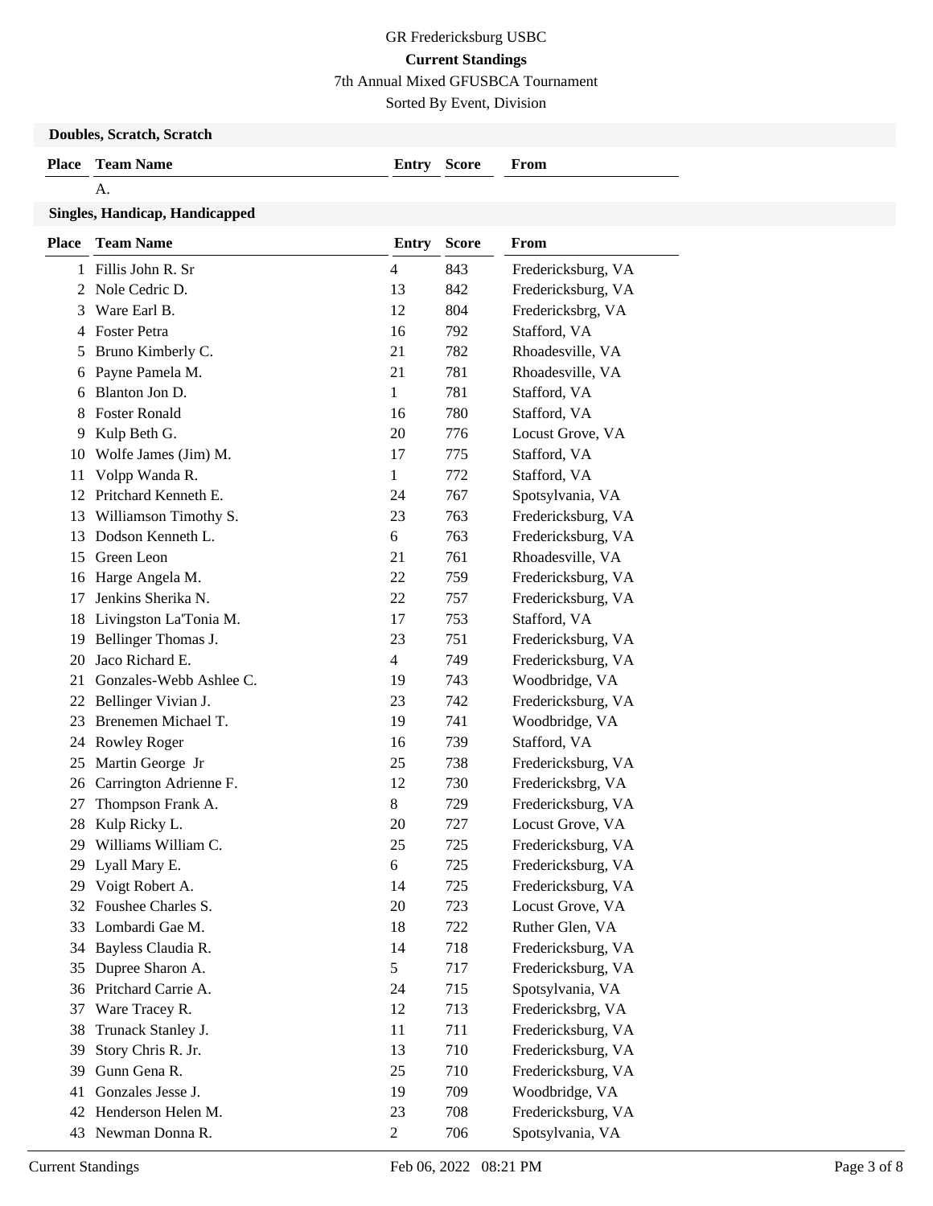GR Fredericksburg USBC

**Current Standings**

7th Annual Mixed GFUSBCA Tournament

Sorted By Event, Division

### Doubles, Scratch, Scratch

| Place | Team Name | Entry | Score | From |
|---|---|---|---|---|
| | A. | | | |

### Singles, Handicap, Handicapped

| Place | Team Name | Entry | Score | From |
|---|---|---|---|---|
| 1 | Fillis John R. Sr | 4 | 843 | Fredericksburg, VA |
| 2 | Nole Cedric D. | 13 | 842 | Fredericksburg, VA |
| 3 | Ware Earl B. | 12 | 804 | Fredericksbrg, VA |
| 4 | Foster Petra | 16 | 792 | Stafford, VA |
| 5 | Bruno Kimberly C. | 21 | 782 | Rhoadesville, VA |
| 6 | Payne Pamela M. | 21 | 781 | Rhoadesville, VA |
| 6 | Blanton Jon D. | 1 | 781 | Stafford, VA |
| 8 | Foster Ronald | 16 | 780 | Stafford, VA |
| 9 | Kulp Beth G. | 20 | 776 | Locust Grove, VA |
| 10 | Wolfe James (Jim) M. | 17 | 775 | Stafford, VA |
| 11 | Volpp Wanda R. | 1 | 772 | Stafford, VA |
| 12 | Pritchard Kenneth E. | 24 | 767 | Spotsylvania, VA |
| 13 | Williamson Timothy S. | 23 | 763 | Fredericksburg, VA |
| 13 | Dodson Kenneth L. | 6 | 763 | Fredericksburg, VA |
| 15 | Green Leon | 21 | 761 | Rhoadesville, VA |
| 16 | Harge Angela M. | 22 | 759 | Fredericksburg, VA |
| 17 | Jenkins Sherika N. | 22 | 757 | Fredericksburg, VA |
| 18 | Livingston La'Tonia M. | 17 | 753 | Stafford, VA |
| 19 | Bellinger Thomas J. | 23 | 751 | Fredericksburg, VA |
| 20 | Jaco Richard E. | 4 | 749 | Fredericksburg, VA |
| 21 | Gonzales-Webb Ashlee C. | 19 | 743 | Woodbridge, VA |
| 22 | Bellinger Vivian J. | 23 | 742 | Fredericksburg, VA |
| 23 | Brenemen Michael T. | 19 | 741 | Woodbridge, VA |
| 24 | Rowley Roger | 16 | 739 | Stafford, VA |
| 25 | Martin George Jr | 25 | 738 | Fredericksburg, VA |
| 26 | Carrington Adrienne F. | 12 | 730 | Fredericksbrg, VA |
| 27 | Thompson Frank A. | 8 | 729 | Fredericksburg, VA |
| 28 | Kulp Ricky L. | 20 | 727 | Locust Grove, VA |
| 29 | Williams William C. | 25 | 725 | Fredericksburg, VA |
| 29 | Lyall Mary E. | 6 | 725 | Fredericksburg, VA |
| 29 | Voigt Robert A. | 14 | 725 | Fredericksburg, VA |
| 32 | Foushee Charles S. | 20 | 723 | Locust Grove, VA |
| 33 | Lombardi Gae M. | 18 | 722 | Ruther Glen, VA |
| 34 | Bayless Claudia R. | 14 | 718 | Fredericksburg, VA |
| 35 | Dupree Sharon A. | 5 | 717 | Fredericksburg, VA |
| 36 | Pritchard Carrie A. | 24 | 715 | Spotsylvania, VA |
| 37 | Ware Tracey R. | 12 | 713 | Fredericksbrg, VA |
| 38 | Trunack Stanley J. | 11 | 711 | Fredericksburg, VA |
| 39 | Story Chris R. Jr. | 13 | 710 | Fredericksburg, VA |
| 39 | Gunn Gena R. | 25 | 710 | Fredericksburg, VA |
| 41 | Gonzales Jesse J. | 19 | 709 | Woodbridge, VA |
| 42 | Henderson Helen M. | 23 | 708 | Fredericksburg, VA |
| 43 | Newman Donna R. | 2 | 706 | Spotsylvania, VA |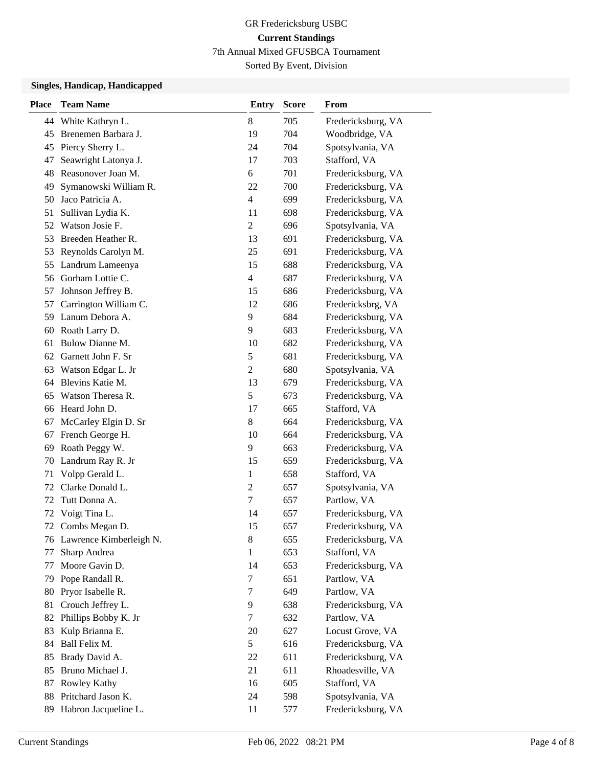GR Fredericksburg USBC

**Current Standings**

7th Annual Mixed GFUSBCA Tournament

Sorted By Event, Division

### Singles, Handicap, Handicapped

| Place | Team Name | Entry | Score | From |
|---|---|---|---|---|
| 44 | White Kathryn L. | 8 | 705 | Fredericksburg, VA |
| 45 | Brenemen Barbara J. | 19 | 704 | Woodbridge, VA |
| 45 | Piercy Sherry L. | 24 | 704 | Spotsylvania, VA |
| 47 | Seawright Latonya J. | 17 | 703 | Stafford, VA |
| 48 | Reasonover Joan M. | 6 | 701 | Fredericksburg, VA |
| 49 | Symanowski William R. | 22 | 700 | Fredericksburg, VA |
| 50 | Jaco Patricia A. | 4 | 699 | Fredericksburg, VA |
| 51 | Sullivan Lydia K. | 11 | 698 | Fredericksburg, VA |
| 52 | Watson Josie F. | 2 | 696 | Spotsylvania, VA |
| 53 | Breeden Heather R. | 13 | 691 | Fredericksburg, VA |
| 53 | Reynolds Carolyn M. | 25 | 691 | Fredericksburg, VA |
| 55 | Landrum Lameenya | 15 | 688 | Fredericksburg, VA |
| 56 | Gorham Lottie C. | 4 | 687 | Fredericksburg, VA |
| 57 | Johnson Jeffrey B. | 15 | 686 | Fredericksburg, VA |
| 57 | Carrington William C. | 12 | 686 | Fredericksbrg, VA |
| 59 | Lanum Debora A. | 9 | 684 | Fredericksburg, VA |
| 60 | Roath Larry D. | 9 | 683 | Fredericksburg, VA |
| 61 | Bulow Dianne M. | 10 | 682 | Fredericksburg, VA |
| 62 | Garnett John F. Sr | 5 | 681 | Fredericksburg, VA |
| 63 | Watson Edgar L. Jr | 2 | 680 | Spotsylvania, VA |
| 64 | Blevins Katie M. | 13 | 679 | Fredericksburg, VA |
| 65 | Watson Theresa R. | 5 | 673 | Fredericksburg, VA |
| 66 | Heard John D. | 17 | 665 | Stafford, VA |
| 67 | McCarley Elgin D. Sr | 8 | 664 | Fredericksburg, VA |
| 67 | French George H. | 10 | 664 | Fredericksburg, VA |
| 69 | Roath Peggy W. | 9 | 663 | Fredericksburg, VA |
| 70 | Landrum Ray R. Jr | 15 | 659 | Fredericksburg, VA |
| 71 | Volpp Gerald L. | 1 | 658 | Stafford, VA |
| 72 | Clarke Donald L. | 2 | 657 | Spotsylvania, VA |
| 72 | Tutt Donna A. | 7 | 657 | Partlow, VA |
| 72 | Voigt Tina L. | 14 | 657 | Fredericksburg, VA |
| 72 | Combs Megan D. | 15 | 657 | Fredericksburg, VA |
| 76 | Lawrence Kimberleigh N. | 8 | 655 | Fredericksburg, VA |
| 77 | Sharp Andrea | 1 | 653 | Stafford, VA |
| 77 | Moore Gavin D. | 14 | 653 | Fredericksburg, VA |
| 79 | Pope Randall R. | 7 | 651 | Partlow, VA |
| 80 | Pryor Isabelle R. | 7 | 649 | Partlow, VA |
| 81 | Crouch Jeffrey L. | 9 | 638 | Fredericksburg, VA |
| 82 | Phillips Bobby K. Jr | 7 | 632 | Partlow, VA |
| 83 | Kulp Brianna E. | 20 | 627 | Locust Grove, VA |
| 84 | Ball Felix M. | 5 | 616 | Fredericksburg, VA |
| 85 | Brady David A. | 22 | 611 | Fredericksburg, VA |
| 85 | Bruno Michael J. | 21 | 611 | Rhoadesville, VA |
| 87 | Rowley Kathy | 16 | 605 | Stafford, VA |
| 88 | Pritchard Jason K. | 24 | 598 | Spotsylvania, VA |
| 89 | Habron Jacqueline L. | 11 | 577 | Fredericksburg, VA |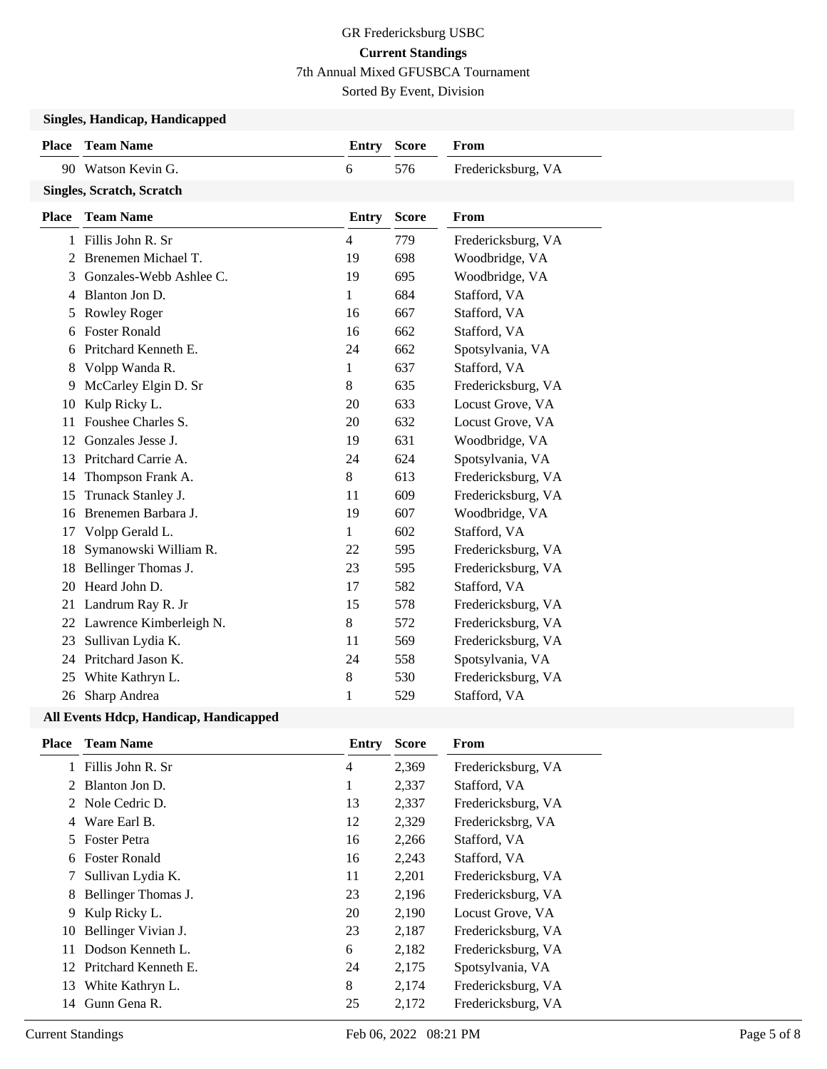GR Fredericksburg USBC

**Current Standings**

7th Annual Mixed GFUSBCA Tournament

Sorted By Event, Division

### Singles, Handicap, Handicapped

| Place | Team Name | Entry | Score | From |
|---|---|---|---|---|
| 90 | Watson Kevin G. | 6 | 576 | Fredericksburg, VA |

### Singles, Scratch, Scratch

| Place | Team Name | Entry | Score | From |
|---|---|---|---|---|
| 1 | Fillis John R. Sr | 4 | 779 | Fredericksburg, VA |
| 2 | Brenemen Michael T. | 19 | 698 | Woodbridge, VA |
| 3 | Gonzales-Webb Ashlee C. | 19 | 695 | Woodbridge, VA |
| 4 | Blanton Jon D. | 1 | 684 | Stafford, VA |
| 5 | Rowley Roger | 16 | 667 | Stafford, VA |
| 6 | Foster Ronald | 16 | 662 | Stafford, VA |
| 6 | Pritchard Kenneth E. | 24 | 662 | Spotsylvania, VA |
| 8 | Volpp Wanda R. | 1 | 637 | Stafford, VA |
| 9 | McCarley Elgin D. Sr | 8 | 635 | Fredericksburg, VA |
| 10 | Kulp Ricky L. | 20 | 633 | Locust Grove, VA |
| 11 | Foushee Charles S. | 20 | 632 | Locust Grove, VA |
| 12 | Gonzales Jesse J. | 19 | 631 | Woodbridge, VA |
| 13 | Pritchard Carrie A. | 24 | 624 | Spotsylvania, VA |
| 14 | Thompson Frank A. | 8 | 613 | Fredericksburg, VA |
| 15 | Trunack Stanley J. | 11 | 609 | Fredericksburg, VA |
| 16 | Brenemen Barbara J. | 19 | 607 | Woodbridge, VA |
| 17 | Volpp Gerald L. | 1 | 602 | Stafford, VA |
| 18 | Symanowski William R. | 22 | 595 | Fredericksburg, VA |
| 18 | Bellinger Thomas J. | 23 | 595 | Fredericksburg, VA |
| 20 | Heard John D. | 17 | 582 | Stafford, VA |
| 21 | Landrum Ray R. Jr | 15 | 578 | Fredericksburg, VA |
| 22 | Lawrence Kimberleigh N. | 8 | 572 | Fredericksburg, VA |
| 23 | Sullivan Lydia K. | 11 | 569 | Fredericksburg, VA |
| 24 | Pritchard Jason K. | 24 | 558 | Spotsylvania, VA |
| 25 | White Kathryn L. | 8 | 530 | Fredericksburg, VA |
| 26 | Sharp Andrea | 1 | 529 | Stafford, VA |

### All Events Hdcp, Handicap, Handicapped

| Place | Team Name | Entry | Score | From |
|---|---|---|---|---|
| 1 | Fillis John R. Sr | 4 | 2,369 | Fredericksburg, VA |
| 2 | Blanton Jon D. | 1 | 2,337 | Stafford, VA |
| 2 | Nole Cedric D. | 13 | 2,337 | Fredericksburg, VA |
| 4 | Ware Earl B. | 12 | 2,329 | Fredericksbrg, VA |
| 5 | Foster Petra | 16 | 2,266 | Stafford, VA |
| 6 | Foster Ronald | 16 | 2,243 | Stafford, VA |
| 7 | Sullivan Lydia K. | 11 | 2,201 | Fredericksburg, VA |
| 8 | Bellinger Thomas J. | 23 | 2,196 | Fredericksburg, VA |
| 9 | Kulp Ricky L. | 20 | 2,190 | Locust Grove, VA |
| 10 | Bellinger Vivian J. | 23 | 2,187 | Fredericksburg, VA |
| 11 | Dodson Kenneth L. | 6 | 2,182 | Fredericksburg, VA |
| 12 | Pritchard Kenneth E. | 24 | 2,175 | Spotsylvania, VA |
| 13 | White Kathryn L. | 8 | 2,174 | Fredericksburg, VA |
| 14 | Gunn Gena R. | 25 | 2,172 | Fredericksburg, VA |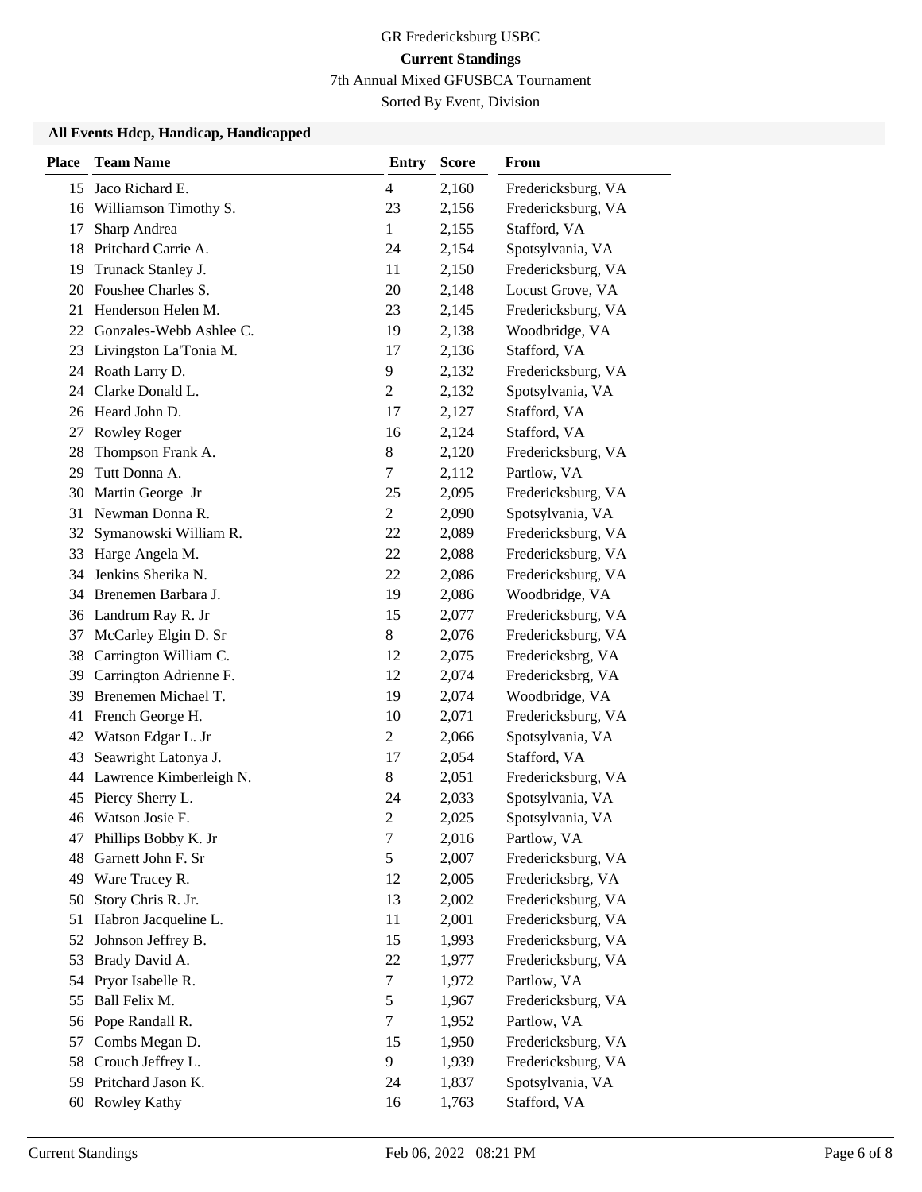GR Fredericksburg USBC

**Current Standings**

7th Annual Mixed GFUSBCA Tournament

Sorted By Event, Division

### All Events Hdcp, Handicap, Handicapped

| Place | Team Name | Entry | Score | From |
|---|---|---|---|---|
| 15 | Jaco Richard E. | 4 | 2,160 | Fredericksburg, VA |
| 16 | Williamson Timothy S. | 23 | 2,156 | Fredericksburg, VA |
| 17 | Sharp Andrea | 1 | 2,155 | Stafford, VA |
| 18 | Pritchard Carrie A. | 24 | 2,154 | Spotsylvania, VA |
| 19 | Trunack Stanley J. | 11 | 2,150 | Fredericksburg, VA |
| 20 | Foushee Charles S. | 20 | 2,148 | Locust Grove, VA |
| 21 | Henderson Helen M. | 23 | 2,145 | Fredericksburg, VA |
| 22 | Gonzales-Webb Ashlee C. | 19 | 2,138 | Woodbridge, VA |
| 23 | Livingston La'Tonia M. | 17 | 2,136 | Stafford, VA |
| 24 | Roath Larry D. | 9 | 2,132 | Fredericksburg, VA |
| 24 | Clarke Donald L. | 2 | 2,132 | Spotsylvania, VA |
| 26 | Heard John D. | 17 | 2,127 | Stafford, VA |
| 27 | Rowley Roger | 16 | 2,124 | Stafford, VA |
| 28 | Thompson Frank A. | 8 | 2,120 | Fredericksburg, VA |
| 29 | Tutt Donna A. | 7 | 2,112 | Partlow, VA |
| 30 | Martin George Jr | 25 | 2,095 | Fredericksburg, VA |
| 31 | Newman Donna R. | 2 | 2,090 | Spotsylvania, VA |
| 32 | Symanowski William R. | 22 | 2,089 | Fredericksburg, VA |
| 33 | Harge Angela M. | 22 | 2,088 | Fredericksburg, VA |
| 34 | Jenkins Sherika N. | 22 | 2,086 | Fredericksburg, VA |
| 34 | Brenemen Barbara J. | 19 | 2,086 | Woodbridge, VA |
| 36 | Landrum Ray R. Jr | 15 | 2,077 | Fredericksburg, VA |
| 37 | McCarley Elgin D. Sr | 8 | 2,076 | Fredericksburg, VA |
| 38 | Carrington William C. | 12 | 2,075 | Fredericksbrg, VA |
| 39 | Carrington Adrienne F. | 12 | 2,074 | Fredericksbrg, VA |
| 39 | Brenemen Michael T. | 19 | 2,074 | Woodbridge, VA |
| 41 | French George H. | 10 | 2,071 | Fredericksburg, VA |
| 42 | Watson Edgar L. Jr | 2 | 2,066 | Spotsylvania, VA |
| 43 | Seawright Latonya J. | 17 | 2,054 | Stafford, VA |
| 44 | Lawrence Kimberleigh N. | 8 | 2,051 | Fredericksburg, VA |
| 45 | Piercy Sherry L. | 24 | 2,033 | Spotsylvania, VA |
| 46 | Watson Josie F. | 2 | 2,025 | Spotsylvania, VA |
| 47 | Phillips Bobby K. Jr | 7 | 2,016 | Partlow, VA |
| 48 | Garnett John F. Sr | 5 | 2,007 | Fredericksburg, VA |
| 49 | Ware Tracey R. | 12 | 2,005 | Fredericksbrg, VA |
| 50 | Story Chris R. Jr. | 13 | 2,002 | Fredericksburg, VA |
| 51 | Habron Jacqueline L. | 11 | 2,001 | Fredericksburg, VA |
| 52 | Johnson Jeffrey B. | 15 | 1,993 | Fredericksburg, VA |
| 53 | Brady David A. | 22 | 1,977 | Fredericksburg, VA |
| 54 | Pryor Isabelle R. | 7 | 1,972 | Partlow, VA |
| 55 | Ball Felix M. | 5 | 1,967 | Fredericksburg, VA |
| 56 | Pope Randall R. | 7 | 1,952 | Partlow, VA |
| 57 | Combs Megan D. | 15 | 1,950 | Fredericksburg, VA |
| 58 | Crouch Jeffrey L. | 9 | 1,939 | Fredericksburg, VA |
| 59 | Pritchard Jason K. | 24 | 1,837 | Spotsylvania, VA |
| 60 | Rowley Kathy | 16 | 1,763 | Stafford, VA |

Current Standings Feb 06, 2022 08:21 PM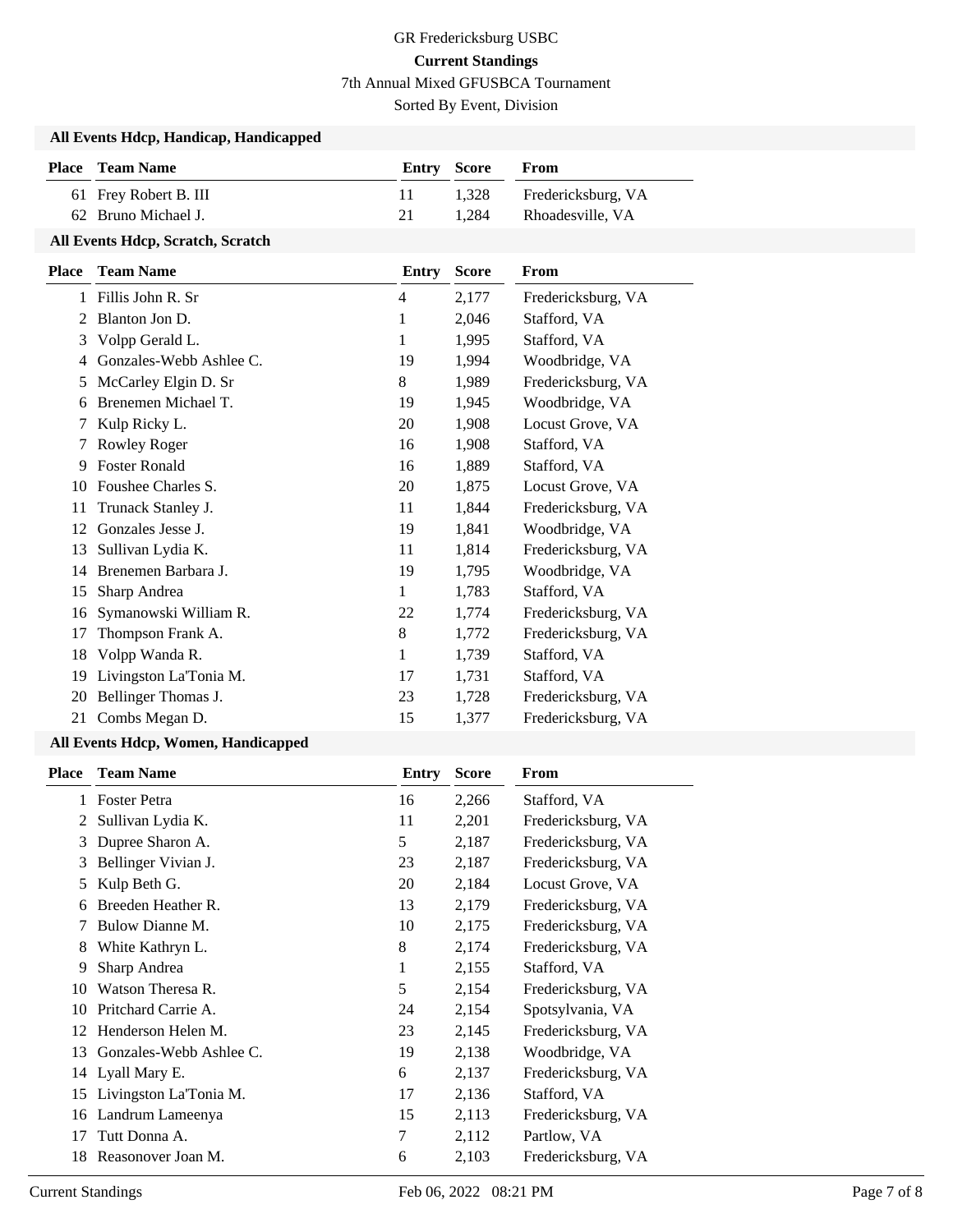GR Fredericksburg USBC

**Current Standings**

7th Annual Mixed GFUSBCA Tournament

Sorted By Event, Division

### All Events Hdcp, Handicap, Handicapped

| Place | Team Name | Entry | Score | From |
|---|---|---|---|---|
| 61 | Frey Robert B. III | 11 | 1,328 | Fredericksburg, VA |
| 62 | Bruno Michael J. | 21 | 1,284 | Rhoadesville, VA |

### All Events Hdcp, Scratch, Scratch

| Place | Team Name | Entry | Score | From |
|---|---|---|---|---|
| 1 | Fillis John R. Sr | 4 | 2,177 | Fredericksburg, VA |
| 2 | Blanton Jon D. | 1 | 2,046 | Stafford, VA |
| 3 | Volpp Gerald L. | 1 | 1,995 | Stafford, VA |
| 4 | Gonzales-Webb Ashlee C. | 19 | 1,994 | Woodbridge, VA |
| 5 | McCarley Elgin D. Sr | 8 | 1,989 | Fredericksburg, VA |
| 6 | Brenemen Michael T. | 19 | 1,945 | Woodbridge, VA |
| 7 | Kulp Ricky L. | 20 | 1,908 | Locust Grove, VA |
| 7 | Rowley Roger | 16 | 1,908 | Stafford, VA |
| 9 | Foster Ronald | 16 | 1,889 | Stafford, VA |
| 10 | Foushee Charles S. | 20 | 1,875 | Locust Grove, VA |
| 11 | Trunack Stanley J. | 11 | 1,844 | Fredericksburg, VA |
| 12 | Gonzales Jesse J. | 19 | 1,841 | Woodbridge, VA |
| 13 | Sullivan Lydia K. | 11 | 1,814 | Fredericksburg, VA |
| 14 | Brenemen Barbara J. | 19 | 1,795 | Woodbridge, VA |
| 15 | Sharp Andrea | 1 | 1,783 | Stafford, VA |
| 16 | Symanowski William R. | 22 | 1,774 | Fredericksburg, VA |
| 17 | Thompson Frank A. | 8 | 1,772 | Fredericksburg, VA |
| 18 | Volpp Wanda R. | 1 | 1,739 | Stafford, VA |
| 19 | Livingston La'Tonia M. | 17 | 1,731 | Stafford, VA |
| 20 | Bellinger Thomas J. | 23 | 1,728 | Fredericksburg, VA |
| 21 | Combs Megan D. | 15 | 1,377 | Fredericksburg, VA |

### All Events Hdcp, Women, Handicapped

| Place | Team Name | Entry | Score | From |
|---|---|---|---|---|
| 1 | Foster Petra | 16 | 2,266 | Stafford, VA |
| 2 | Sullivan Lydia K. | 11 | 2,201 | Fredericksburg, VA |
| 3 | Dupree Sharon A. | 5 | 2,187 | Fredericksburg, VA |
| 3 | Bellinger Vivian J. | 23 | 2,187 | Fredericksburg, VA |
| 5 | Kulp Beth G. | 20 | 2,184 | Locust Grove, VA |
| 6 | Breeden Heather R. | 13 | 2,179 | Fredericksburg, VA |
| 7 | Bulow Dianne M. | 10 | 2,175 | Fredericksburg, VA |
| 8 | White Kathryn L. | 8 | 2,174 | Fredericksburg, VA |
| 9 | Sharp Andrea | 1 | 2,155 | Stafford, VA |
| 10 | Watson Theresa R. | 5 | 2,154 | Fredericksburg, VA |
| 10 | Pritchard Carrie A. | 24 | 2,154 | Spotsylvania, VA |
| 12 | Henderson Helen M. | 23 | 2,145 | Fredericksburg, VA |
| 13 | Gonzales-Webb Ashlee C. | 19 | 2,138 | Woodbridge, VA |
| 14 | Lyall Mary E. | 6 | 2,137 | Fredericksburg, VA |
| 15 | Livingston La'Tonia M. | 17 | 2,136 | Stafford, VA |
| 16 | Landrum Lameenya | 15 | 2,113 | Fredericksburg, VA |
| 17 | Tutt Donna A. | 7 | 2,112 | Partlow, VA |
| 18 | Reasonover Joan M. | 6 | 2,103 | Fredericksburg, VA |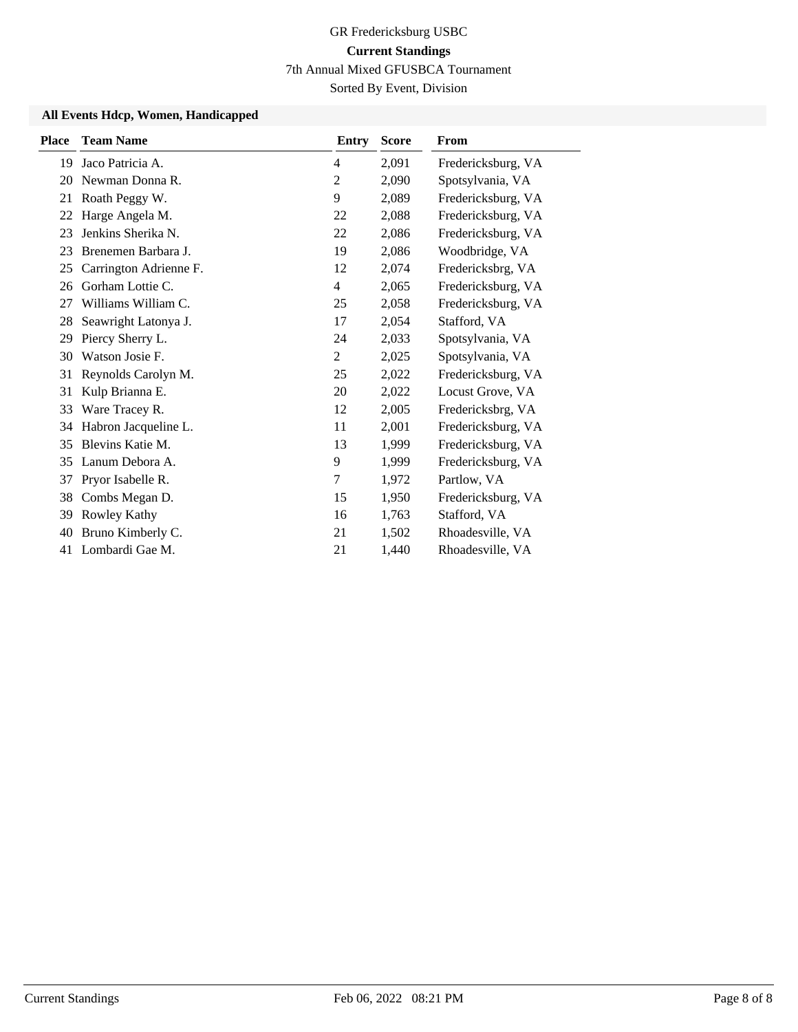GR Fredericksburg USBC

**Current Standings**

7th Annual Mixed GFUSBCA Tournament

Sorted By Event, Division

### All Events Hdcp, Women, Handicapped

| Place | Team Name | Entry | Score | From |
|---|---|---|---|---|
| 19 | Jaco Patricia A. | 4 | 2,091 | Fredericksburg, VA |
| 20 | Newman Donna R. | 2 | 2,090 | Spotsylvania, VA |
| 21 | Roath Peggy W. | 9 | 2,089 | Fredericksburg, VA |
| 22 | Harge Angela M. | 22 | 2,088 | Fredericksburg, VA |
| 23 | Jenkins Sherika N. | 22 | 2,086 | Fredericksburg, VA |
| 23 | Brenemen Barbara J. | 19 | 2,086 | Woodbridge, VA |
| 25 | Carrington Adrienne F. | 12 | 2,074 | Fredericksbrg, VA |
| 26 | Gorham Lottie C. | 4 | 2,065 | Fredericksburg, VA |
| 27 | Williams William C. | 25 | 2,058 | Fredericksburg, VA |
| 28 | Seawright Latonya J. | 17 | 2,054 | Stafford, VA |
| 29 | Piercy Sherry L. | 24 | 2,033 | Spotsylvania, VA |
| 30 | Watson Josie F. | 2 | 2,025 | Spotsylvania, VA |
| 31 | Reynolds Carolyn M. | 25 | 2,022 | Fredericksburg, VA |
| 31 | Kulp Brianna E. | 20 | 2,022 | Locust Grove, VA |
| 33 | Ware Tracey R. | 12 | 2,005 | Fredericksbrg, VA |
| 34 | Habron Jacqueline L. | 11 | 2,001 | Fredericksburg, VA |
| 35 | Blevins Katie M. | 13 | 1,999 | Fredericksburg, VA |
| 35 | Lanum Debora A. | 9 | 1,999 | Fredericksburg, VA |
| 37 | Pryor Isabelle R. | 7 | 1,972 | Partlow, VA |
| 38 | Combs Megan D. | 15 | 1,950 | Fredericksburg, VA |
| 39 | Rowley Kathy | 16 | 1,763 | Stafford, VA |
| 40 | Bruno Kimberly C. | 21 | 1,502 | Rhoadesville, VA |
| 41 | Lombardi Gae M. | 21 | 1,440 | Rhoadesville, VA |

Current Standings Feb 06, 2022 08:21 PM